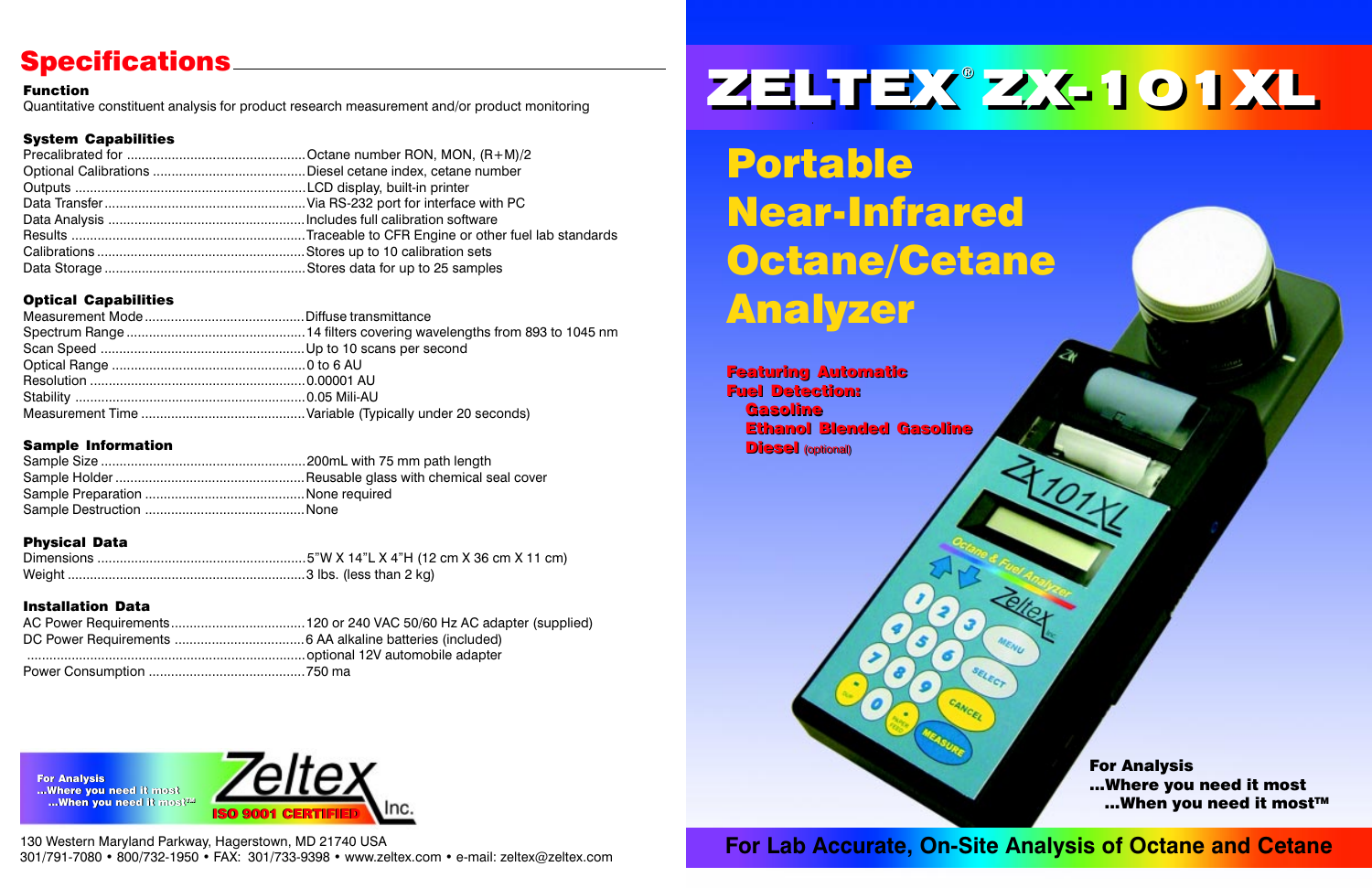## Specifications

**Function**

Quantitative constituent analysis for product research measurement and/or product monitoring

**System Capabilities**

| | |
|---|---|
| Precalibrated for | Octane number RON, MON, (R+M)/2 |
| Optional Calibrations | Diesel cetane index, cetane number |
| Outputs | LCD display, built-in printer |
| Data Transfer | Via RS-232 port for interface with PC |
| Data Analysis | Includes full calibration software |
| Results | Traceable to CFR Engine or other fuel lab standards |
| Calibrations | Stores up to 10 calibration sets |
| Data Storage | Stores data for up to 25 samples |

**Optical Capabilities**

| | |
|---|---|
| Measurement Mode | Diffuse transmittance |
| Spectrum Range | 14 filters covering wavelengths from 893 to 1045 nm |
| Scan Speed | Up to 10 scans per second |
| Optical Range | 0 to 6 AU |
| Resolution | 0.00001 AU |
| Stability | 0.05 Mili-AU |
| Measurement Time | Variable (Typically under 20 seconds) |

**Sample Information**

| | |
|---|---|
| Sample Size | 200mL with 75 mm path length |
| Sample Holder | Reusable glass with chemical seal cover |
| Sample Preparation | None required |
| Sample Destruction | None |

**Physical Data**

| | |
|---|---|
| Dimensions | 5"W X 14"L X 4"H (12 cm X 36 cm X 11 cm) |
| Weight | 3 lbs. (less than 2 kg) |

**Installation Data**

| | |
|---|---|
| AC Power Requirements | 120 or 240 VAC 50/60 Hz AC adapter (supplied) |
| DC Power Requirements | 6 AA alkaline batteries (included) |
| | optional 12V automobile adapter |
| Power Consumption | 750 ma |

For Analysis
...Where you need it most
...When you need it most™

Zeltex Inc.
ISO 9001 CERTIFIED

130 Western Maryland Parkway, Hagerstown, MD 21740 USA
301/791-7080 • 800/732-1950 • FAX: 301/733-9398 • www.zeltex.com • e-mail: zeltex@zeltex.com

# ZELTEX® ZX-101XL

## Portable Near-Infrared Octane/Cetane Analyzer

**Featuring Automatic Fuel Detection:**
- **Gasoline**
- **Ethanol Blended Gasoline**
- **Diesel** (optional)

**For Analysis**
**...Where you need it most**
**...When you need it most™**

**For Lab Accurate, On-Site Analysis of Octane and Cetane**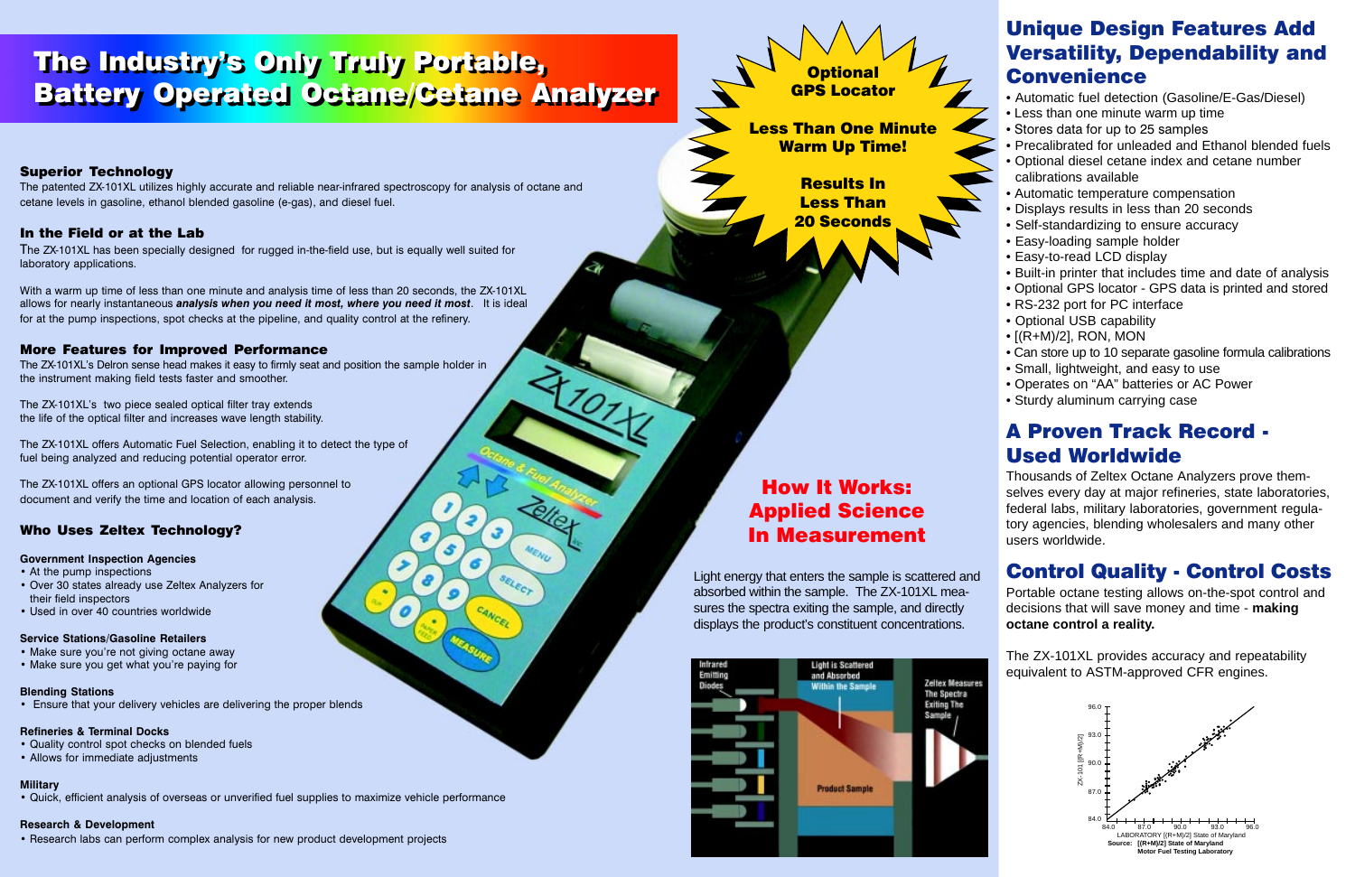# The Industry's Only Truly Portable, Battery Operated Octane/Cetane Analyzer

### Superior Technology

The patented ZX-101XL utilizes highly accurate and reliable near-infrared spectroscopy for analysis of octane and cetane levels in gasoline, ethanol blended gasoline (e-gas), and diesel fuel.

### In the Field or at the Lab

The ZX-101XL has been specially designed for rugged in-the-field use, but is equally well suited for laboratory applications.

With a warm up time of less than one minute and analysis time of less than 20 seconds, the ZX-101XL allows for nearly instantaneous ***analysis when you need it most, where you need it most***. It is ideal for at the pump inspections, spot checks at the pipeline, and quality control at the refinery.

### More Features for Improved Performance

The ZX-101XL's Delron sense head makes it easy to firmly seat and position the sample holder in the instrument making field tests faster and smoother.

The ZX-101XL's two piece sealed optical filter tray extends the life of the optical filter and increases wave length stability.

The ZX-101XL offers Automatic Fuel Selection, enabling it to detect the type of fuel being analyzed and reducing potential operator error.

The ZX-101XL offers an optional GPS locator allowing personnel to document and verify the time and location of each analysis.

### Who Uses Zeltex Technology?

**Government Inspection Agencies**
- At the pump inspections
- Over 30 states already use Zeltex Analyzers for their field inspectors
- Used in over 40 countries worldwide

**Service Stations/Gasoline Retailers**
- Make sure you're not giving octane away
- Make sure you get what you're paying for

**Blending Stations**
- Ensure that your delivery vehicles are delivering the proper blends

**Refineries & Terminal Docks**
- Quality control spot checks on blended fuels
- Allows for immediate adjustments

**Military**
- Quick, efficient analysis of overseas or unverified fuel supplies to maximize vehicle performance

**Research & Development**
- Research labs can perform complex analysis for new product development projects

**Optional GPS Locator**

**Less Than One Minute Warm Up Time!**

**Results In Less Than 20 Seconds**

## How It Works: Applied Science In Measurement

Light energy that enters the sample is scattered and absorbed within the sample. The ZX-101XL measures the spectra exiting the sample, and directly displays the product's constituent concentrations.

Infrared Emitting Diodes
Light is Scattered and Absorbed Within the Sample
Zeltex Measures The Spectra Exiting The Sample
Product Sample

## Unique Design Features Add Versatility, Dependability and Convenience

- Automatic fuel detection (Gasoline/E-Gas/Diesel)
- Less than one minute warm up time
- Stores data for up to 25 samples
- Precalibrated for unleaded and Ethanol blended fuels
- Optional diesel cetane index and cetane number calibrations available
- Automatic temperature compensation
- Displays results in less than 20 seconds
- Self-standardizing to ensure accuracy
- Easy-loading sample holder
- Easy-to-read LCD display
- Built-in printer that includes time and date of analysis
- Optional GPS locator - GPS data is printed and stored
- RS-232 port for PC interface
- Optional USB capability
- [(R+M)/2], RON, MON
- Can store up to 10 separate gasoline formula calibrations
- Small, lightweight, and easy to use
- Operates on "AA" batteries or AC Power
- Sturdy aluminum carrying case

## A Proven Track Record - Used Worldwide

Thousands of Zeltex Octane Analyzers prove themselves every day at major refineries, state laboratories, federal labs, military laboratories, government regulatory agencies, blending wholesalers and many other users worldwide.

## Control Quality - Control Costs

Portable octane testing allows on-the-spot control and decisions that will save money and time - **making octane control a reality.**

The ZX-101XL provides accuracy and repeatability equivalent to ASTM-approved CFR engines.

ZX-101 [(R+M)/2]
96.0
93.0
90.0
87.0
84.0
84.0 87.0 90.0 93.0 96.0
LABORATORY [(R+M)/2] State of Maryland
**Source: [(R+M)/2] State of Maryland Motor Fuel Testing Laboratory**